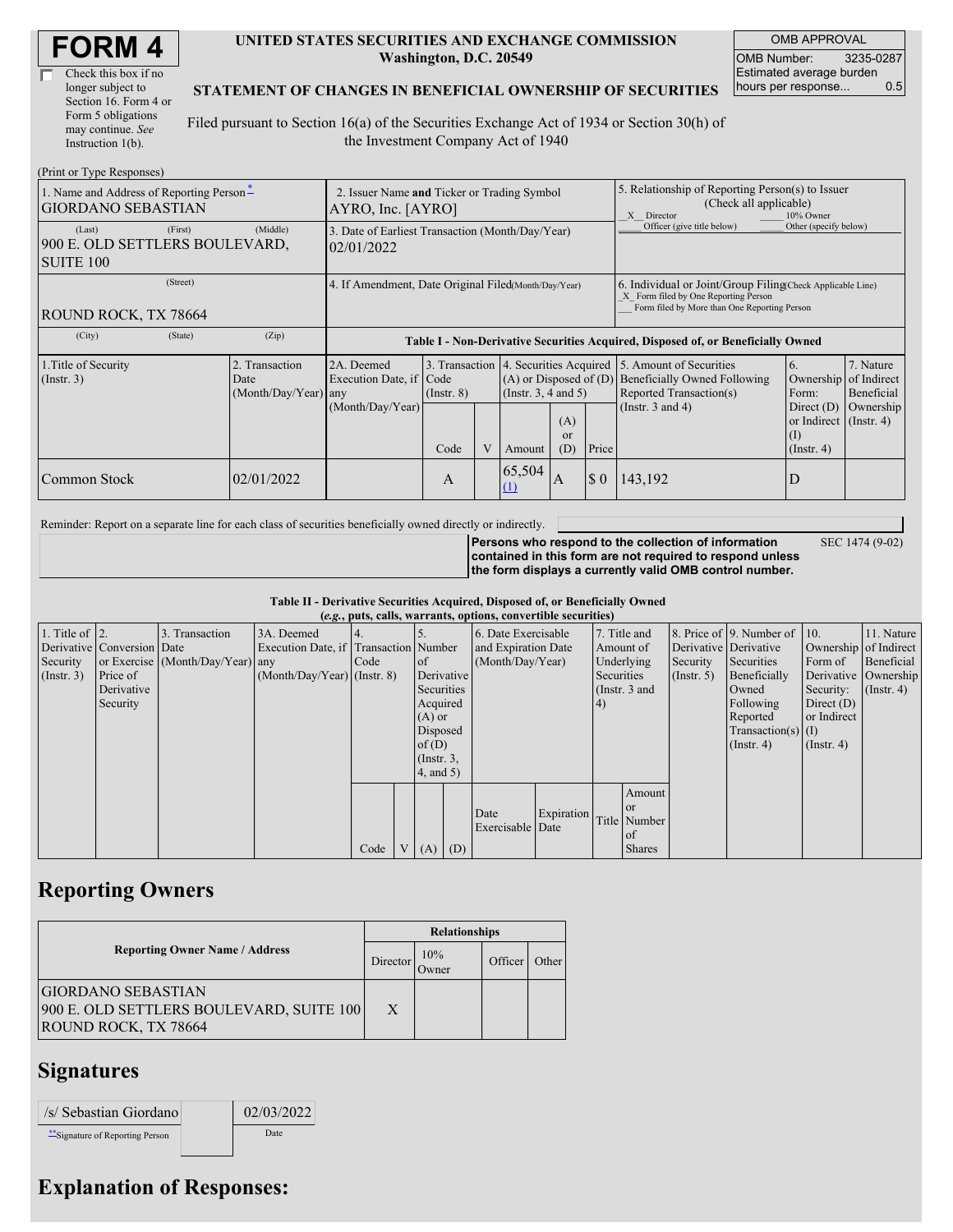# FORM 4

☐ Check this box if no longer subject to Section 16. Form 4 or Form 5 obligations may continue. *See* Instruction 1(b).

**UNITED STATES SECURITIES AND EXCHANGE COMMISSION**
**Washington, D.C. 20549**

**STATEMENT OF CHANGES IN BENEFICIAL OWNERSHIP OF SECURITIES**

Filed pursuant to Section 16(a) of the Securities Exchange Act of 1934 or Section 30(h) of the Investment Company Act of 1940

| OMB APPROVAL | |
|---|---|
| OMB Number: | 3235-0287 |
| Estimated average burden hours per response... | 0.5 |

(Print or Type Responses)

| 1. Name and Address of Reporting Person* | 2. Issuer Name and Ticker or Trading Symbol | 5. Relationship of Reporting Person(s) to Issuer (Check all applicable) |
|---|---|---|
| GIORDANO SEBASTIAN | AYRO, Inc. [AYRO] | _X_ Director ___ 10% Owner ___ Officer (give title below) ___ Other (specify below) |
| (Last) (First) (Middle) 900 E. OLD SETTLERS BOULEVARD, SUITE 100 | 3. Date of Earliest Transaction (Month/Day/Year) 02/01/2022 | |
| (Street) ROUND ROCK, TX 78664 | 4. If Amendment, Date Original Filed (Month/Day/Year) | 6. Individual or Joint/Group Filing (Check Applicable Line) _X_ Form filed by One Reporting Person ___ Form filed by More than One Reporting Person |
| (City) (State) (Zip) | | |

**Table I - Non-Derivative Securities Acquired, Disposed of, or Beneficially Owned**

| 1.Title of Security (Instr. 3) | 2. Transaction Date (Month/Day/Year) | 2A. Deemed Execution Date, if any (Month/Day/Year) | 3. Transaction Code (Instr. 8) | | 4. Securities Acquired (A) or Disposed of (D) (Instr. 3, 4 and 5) | | | 5. Amount of Securities Beneficially Owned Following Reported Transaction(s) (Instr. 3 and 4) | 6. Ownership Form: Direct (D) or Indirect (I) (Instr. 4) | 7. Nature of Indirect Beneficial Ownership (Instr. 4) |
|---|---|---|---|---|---|---|---|---|---|---|
| | | | Code | V | Amount | (A) or (D) | Price | | | |
| Common Stock | 02/01/2022 | | A | | 65,504 (1) | A | $ 0 | 143,192 | D | |

Reminder: Report on a separate line for each class of securities beneficially owned directly or indirectly.

**Persons who respond to the collection of information contained in this form are not required to respond unless the form displays a currently valid OMB control number.** SEC 1474 (9-02)

**Table II - Derivative Securities Acquired, Disposed of, or Beneficially Owned**
**(*e.g.*, puts, calls, warrants, options, convertible securities)**

| 1. Title of Derivative Security (Instr. 3) | 2. Conversion or Exercise Price of Derivative Security | 3. Transaction Date (Month/Day/Year) | 3A. Deemed Execution Date, if any (Month/Day/Year) | 4. Transaction Code (Instr. 8) | | 5. Number of Derivative Securities Acquired (A) or Disposed of (D) (Instr. 3, 4, and 5) | | 6. Date Exercisable and Expiration Date (Month/Day/Year) | | 7. Title and Amount of Underlying Securities (Instr. 3 and 4) | | 8. Price of Derivative Security (Instr. 5) | 9. Number of Derivative Securities Beneficially Owned Following Reported Transaction(s) (Instr. 4) | 10. Ownership Form of Derivative Security: Direct (D) or Indirect (I) (Instr. 4) | 11. Nature of Indirect Beneficial Ownership (Instr. 4) |
|---|---|---|---|---|---|---|---|---|---|---|---|---|---|---|---|
| | | | | Code | V | (A) | (D) | Date Exercisable | Expiration Date | Title | Amount or Number of Shares | | | | |

## Reporting Owners

| Reporting Owner Name / Address | Relationships | | | |
|---|---|---|---|---|
| | Director | 10% Owner | Officer | Other |
| GIORDANO SEBASTIAN 900 E. OLD SETTLERS BOULEVARD, SUITE 100 ROUND ROCK, TX 78664 | X | | | |

## Signatures

| /s/ Sebastian Giordano | 02/03/2022 |
|---|---|
| **Signature of Reporting Person | Date |

## Explanation of Responses: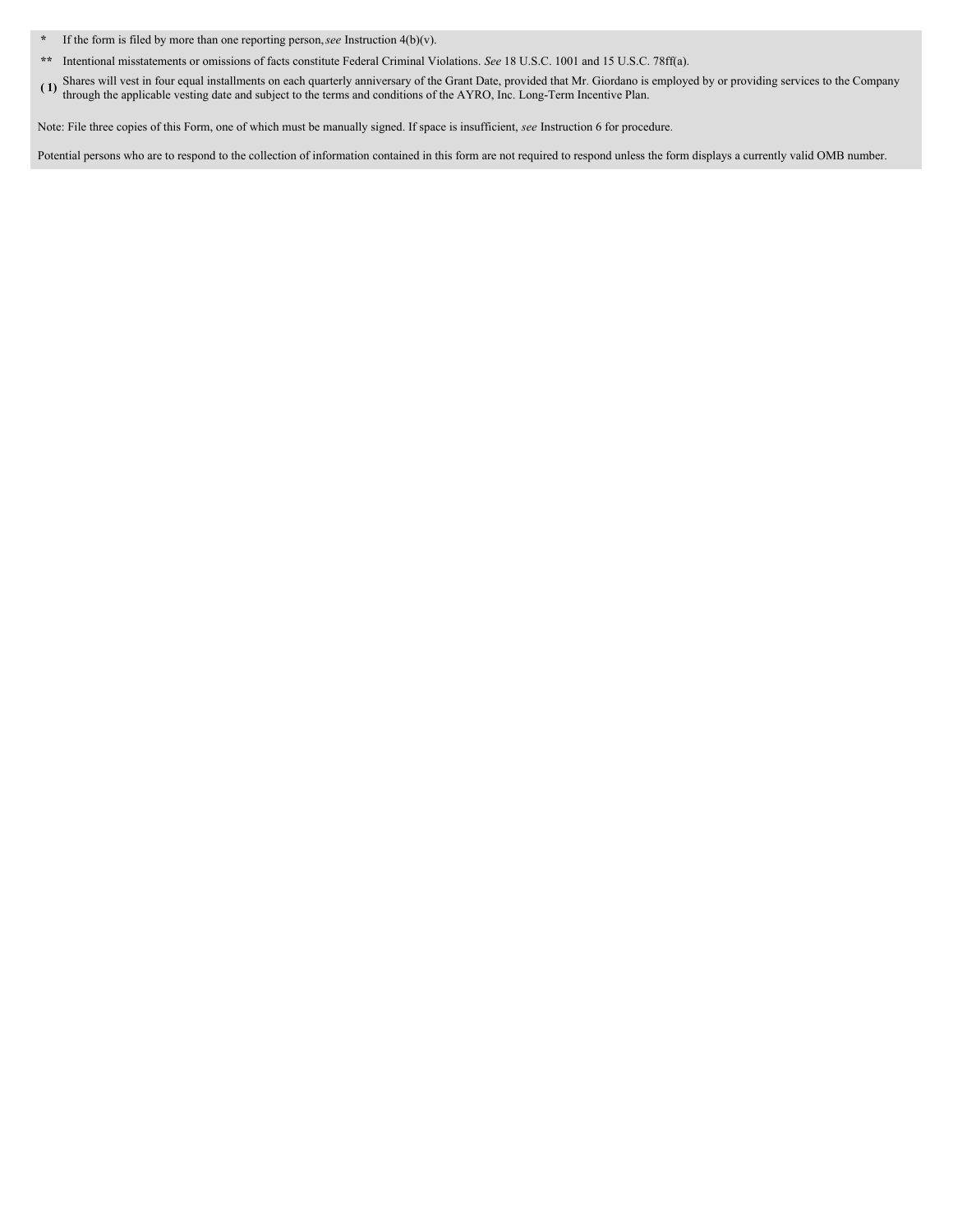* If the form is filed by more than one reporting person, *see* Instruction 4(b)(v).

** Intentional misstatements or omissions of facts constitute Federal Criminal Violations. *See* 18 U.S.C. 1001 and 15 U.S.C. 78ff(a).

(1) Shares will vest in four equal installments on each quarterly anniversary of the Grant Date, provided that Mr. Giordano is employed by or providing services to the Company through the applicable vesting date and subject to the terms and conditions of the AYRO, Inc. Long-Term Incentive Plan.

Note: File three copies of this Form, one of which must be manually signed. If space is insufficient, *see* Instruction 6 for procedure.

Potential persons who are to respond to the collection of information contained in this form are not required to respond unless the form displays a currently valid OMB number.